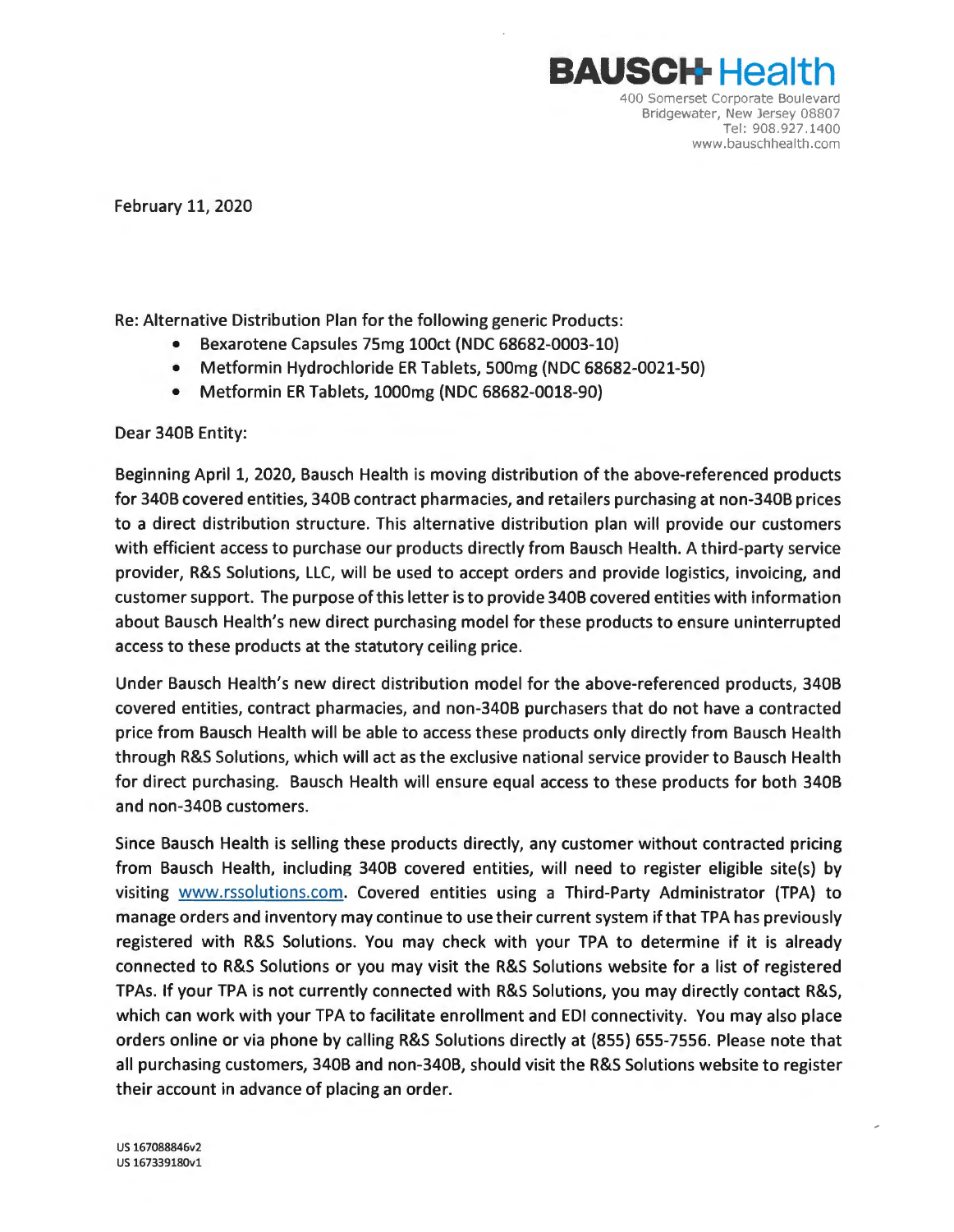**BAUSCH Health**

400 Somerset Corporate Boulevard
Bridgewater, New Jersey 08807
Tel: 908.927.1400
www.bauschhealth.com

February 11, 2020

Re: Alternative Distribution Plan for the following generic Products:

- Bexarotene Capsules 75mg 100ct (NDC 68682-0003-10)
- Metformin Hydrochloride ER Tablets, 500mg (NDC 68682-0021-50)
- Metformin ER Tablets, 1000mg (NDC 68682-0018-90)

Dear 340B Entity:

Beginning April 1, 2020, Bausch Health is moving distribution of the above-referenced products for 340B covered entities, 340B contract pharmacies, and retailers purchasing at non-340B prices to a direct distribution structure. This alternative distribution plan will provide our customers with efficient access to purchase our products directly from Bausch Health. A third-party service provider, R&S Solutions, LLC, will be used to accept orders and provide logistics, invoicing, and customer support. The purpose of this letter is to provide 340B covered entities with information about Bausch Health's new direct purchasing model for these products to ensure uninterrupted access to these products at the statutory ceiling price.

Under Bausch Health's new direct distribution model for the above-referenced products, 340B covered entities, contract pharmacies, and non-340B purchasers that do not have a contracted price from Bausch Health will be able to access these products only directly from Bausch Health through R&S Solutions, which will act as the exclusive national service provider to Bausch Health for direct purchasing. Bausch Health will ensure equal access to these products for both 340B and non-340B customers.

Since Bausch Health is selling these products directly, any customer without contracted pricing from Bausch Health, including 340B covered entities, will need to register eligible site(s) by visiting www.rssolutions.com. Covered entities using a Third-Party Administrator (TPA) to manage orders and inventory may continue to use their current system if that TPA has previously registered with R&S Solutions. You may check with your TPA to determine if it is already connected to R&S Solutions or you may visit the R&S Solutions website for a list of registered TPAs. If your TPA is not currently connected with R&S Solutions, you may directly contact R&S, which can work with your TPA to facilitate enrollment and EDI connectivity. You may also place orders online or via phone by calling R&S Solutions directly at (855) 655-7556. Please note that all purchasing customers, 340B and non-340B, should visit the R&S Solutions website to register their account in advance of placing an order.

US 167088846v2
US 167339180v1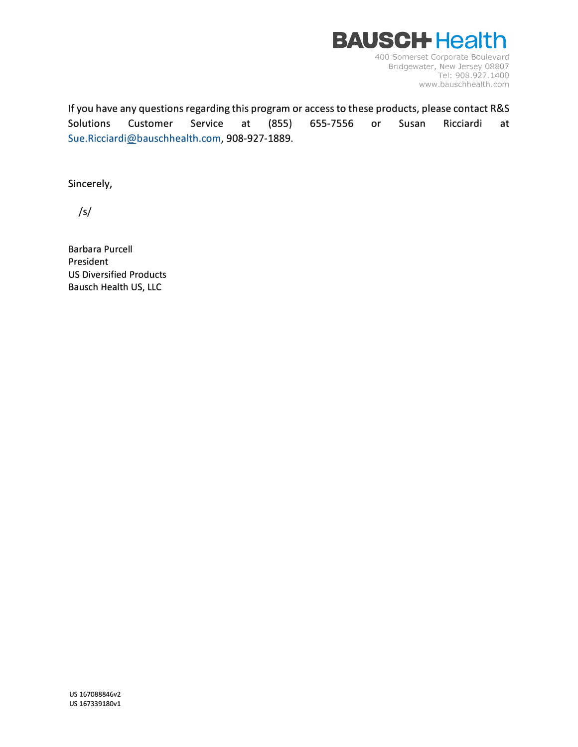**BAUSCH Health**

400 Somerset Corporate Boulevard
Bridgewater, New Jersey 08807
Tel: 908.927.1400
www.bauschhealth.com

If you have any questions regarding this program or access to these products, please contact R&S Solutions Customer Service at (855) 655-7556 or Susan Ricciardi at Sue.Ricciardi@bauschhealth.com, 908-927-1889.

Sincerely,

/s/

Barbara Purcell
President
US Diversified Products
Bausch Health US, LLC

US 167088846v2
US 167339180v1